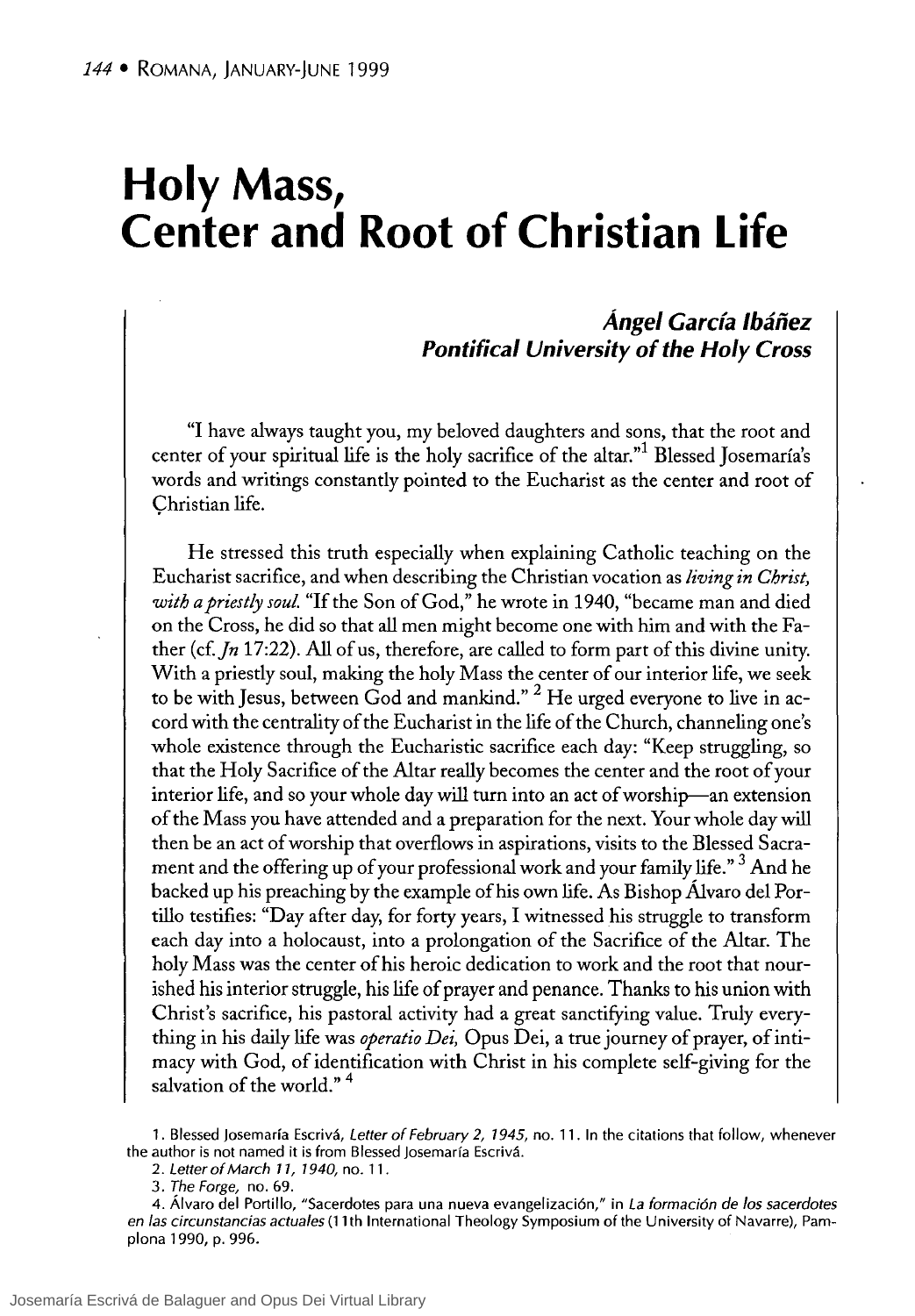# Holy Mass, Center and Root of Christian Life

***Ángel García Ibáñez***
***Pontifical University of the Holy Cross***

"I have always taught you, my beloved daughters and sons, that the root and center of your spiritual life is the holy sacrifice of the altar."[1] Blessed Josemaría's words and writings constantly pointed to the Eucharist as the center and root of Christian life.

He stressed this truth especially when explaining Catholic teaching on the Eucharist sacrifice, and when describing the Christian vocation as *living in Christ, with a priestly soul.* "If the Son of God," he wrote in 1940, "became man and died on the Cross, he did so that all men might become one with him and with the Father (cf. *Jn* 17:22). All of us, therefore, are called to form part of this divine unity. With a priestly soul, making the holy Mass the center of our interior life, we seek to be with Jesus, between God and mankind." [2] He urged everyone to live in accord with the centrality of the Eucharist in the life of the Church, channeling one's whole existence through the Eucharistic sacrifice each day: "Keep struggling, so that the Holy Sacrifice of the Altar really becomes the center and the root of your interior life, and so your whole day will turn into an act of worship—an extension of the Mass you have attended and a preparation for the next. Your whole day will then be an act of worship that overflows in aspirations, visits to the Blessed Sacrament and the offering up of your professional work and your family life." [3] And he backed up his preaching by the example of his own life. As Bishop Álvaro del Portillo testifies: "Day after day, for forty years, I witnessed his struggle to transform each day into a holocaust, into a prolongation of the Sacrifice of the Altar. The holy Mass was the center of his heroic dedication to work and the root that nourished his interior struggle, his life of prayer and penance. Thanks to his union with Christ's sacrifice, his pastoral activity had a great sanctifying value. Truly everything in his daily life was *operatio Dei,* Opus Dei, a true journey of prayer, of intimacy with God, of identification with Christ in his complete self-giving for the salvation of the world." [4]

---

1. Blessed Josemaría Escrivá, *Letter of February 2, 1945,* no. 11. In the citations that follow, whenever the author is not named it is from Blessed Josemaría Escrivá.
2. *Letter of March 11, 1940,* no. 11.
3. *The Forge,* no. 69.
4. Álvaro del Portillo, "Sacerdotes para una nueva evangelización," in *La formación de los sacerdotes en las circunstancias actuales* (11th International Theology Symposium of the University of Navarre), Pamplona 1990, p. 996.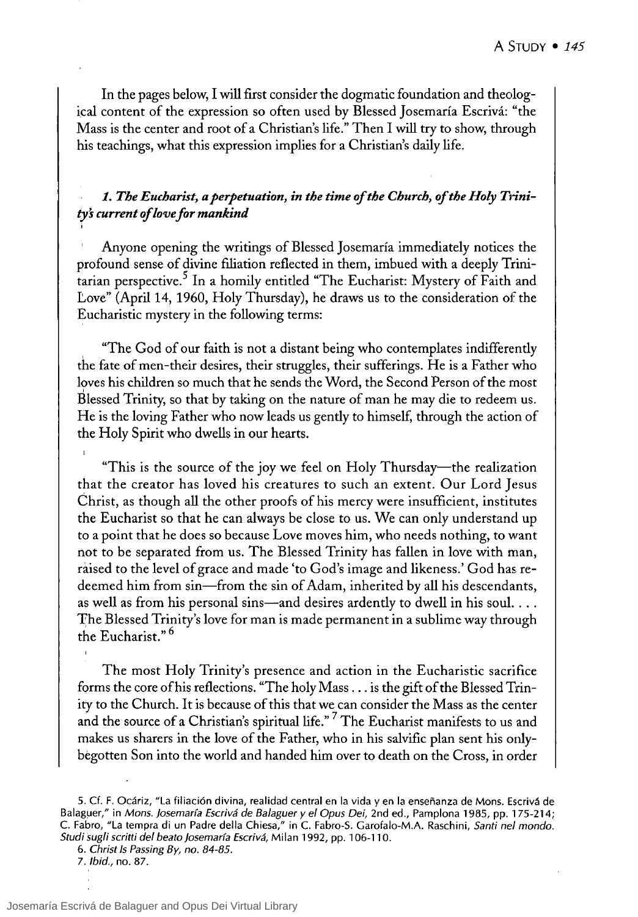In the pages below, I will first consider the dogmatic foundation and theological content of the expression so often used by Blessed Josemaría Escrivá: "the Mass is the center and root of a Christian's life." Then I will try to show, through his teachings, what this expression implies for a Christian's daily life.

### *1. The Eucharist, a perpetuation, in the time of the Church, of the Holy Trinity's current of love for mankind*

Anyone opening the writings of Blessed Josemaría immediately notices the profound sense of divine filiation reflected in them, imbued with a deeply Trinitarian perspective.[5] In a homily entitled "The Eucharist: Mystery of Faith and Love" (April 14, 1960, Holy Thursday), he draws us to the consideration of the Eucharistic mystery in the following terms:

"The God of our faith is not a distant being who contemplates indifferently the fate of men-their desires, their struggles, their sufferings. He is a Father who loves his children so much that he sends the Word, the Second Person of the most Blessed Trinity, so that by taking on the nature of man he may die to redeem us. He is the loving Father who now leads us gently to himself, through the action of the Holy Spirit who dwells in our hearts.

"This is the source of the joy we feel on Holy Thursday—the realization that the creator has loved his creatures to such an extent. Our Lord Jesus Christ, as though all the other proofs of his mercy were insufficient, institutes the Eucharist so that he can always be close to us. We can only understand up to a point that he does so because Love moves him, who needs nothing, to want not to be separated from us. The Blessed Trinity has fallen in love with man, raised to the level of grace and made 'to God's image and likeness.' God has redeemed him from sin—from the sin of Adam, inherited by all his descendants, as well as from his personal sins—and desires ardently to dwell in his soul. . . . The Blessed Trinity's love for man is made permanent in a sublime way through the Eucharist."[6]

The most Holy Trinity's presence and action in the Eucharistic sacrifice forms the core of his reflections. "The holy Mass . . . is the gift of the Blessed Trinity to the Church. It is because of this that we can consider the Mass as the center and the source of a Christian's spiritual life."[7] The Eucharist manifests to us and makes us sharers in the love of the Father, who in his salvific plan sent his only-begotten Son into the world and handed him over to death on the Cross, in order

5. Cf. F. Ocáriz, "La filiación divina, realidad central en la vida y en la enseñanza de Mons. Escrivá de Balaguer," in *Mons. Josemaría Escrivá de Balaguer y el Opus Dei*, 2nd ed., Pamplona 1985, pp. 175-214; C. Fabro, "La tempra di un Padre della Chiesa," in C. Fabro-S. Garofalo-M.A. Raschini, *Santi nel mondo. Studi sugli scritti del beato Josemaría Escrivá*, Milan 1992, pp. 106-110.

6. *Christ Is Passing By*, no. 84-85.

7. *Ibid.*, no. 87.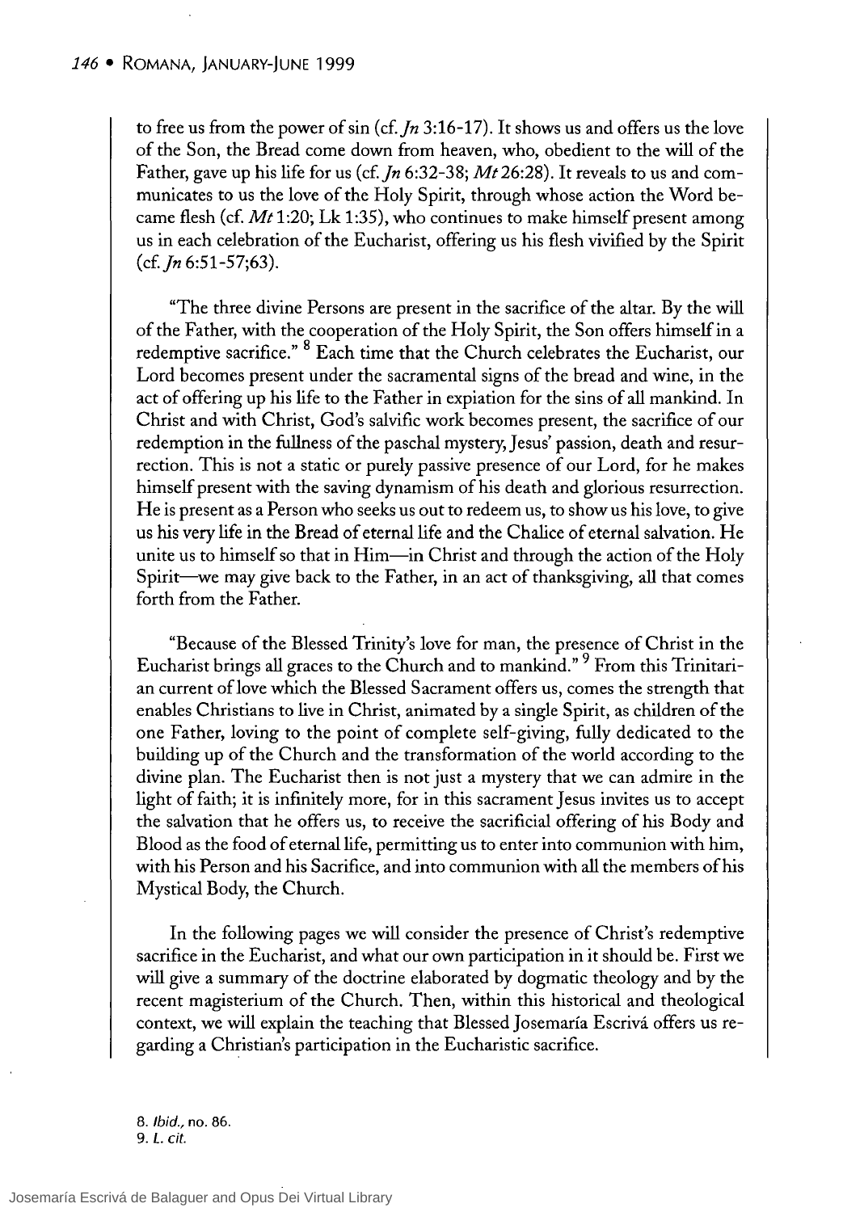to free us from the power of sin (cf. *Jn* 3:16-17). It shows us and offers us the love of the Son, the Bread come down from heaven, who, obedient to the will of the Father, gave up his life for us (cf. *Jn* 6:32-38; *Mt* 26:28). It reveals to us and communicates to us the love of the Holy Spirit, through whose action the Word became flesh (cf. *Mt* 1:20; Lk 1:35), who continues to make himself present among us in each celebration of the Eucharist, offering us his flesh vivified by the Spirit (cf. *Jn* 6:51-57;63).

"The three divine Persons are present in the sacrifice of the altar. By the will of the Father, with the cooperation of the Holy Spirit, the Son offers himself in a redemptive sacrifice." [8] Each time that the Church celebrates the Eucharist, our Lord becomes present under the sacramental signs of the bread and wine, in the act of offering up his life to the Father in expiation for the sins of all mankind. In Christ and with Christ, God's salvific work becomes present, the sacrifice of our redemption in the fullness of the paschal mystery, Jesus' passion, death and resurrection. This is not a static or purely passive presence of our Lord, for he makes himself present with the saving dynamism of his death and glorious resurrection. He is present as a Person who seeks us out to redeem us, to show us his love, to give us his very life in the Bread of eternal life and the Chalice of eternal salvation. He unite us to himself so that in Him—in Christ and through the action of the Holy Spirit—we may give back to the Father, in an act of thanksgiving, all that comes forth from the Father.

"Because of the Blessed Trinity's love for man, the presence of Christ in the Eucharist brings all graces to the Church and to mankind." [9] From this Trinitarian current of love which the Blessed Sacrament offers us, comes the strength that enables Christians to live in Christ, animated by a single Spirit, as children of the one Father, loving to the point of complete self-giving, fully dedicated to the building up of the Church and the transformation of the world according to the divine plan. The Eucharist then is not just a mystery that we can admire in the light of faith; it is infinitely more, for in this sacrament Jesus invites us to accept the salvation that he offers us, to receive the sacrificial offering of his Body and Blood as the food of eternal life, permitting us to enter into communion with him, with his Person and his Sacrifice, and into communion with all the members of his Mystical Body, the Church.

In the following pages we will consider the presence of Christ's redemptive sacrifice in the Eucharist, and what our own participation in it should be. First we will give a summary of the doctrine elaborated by dogmatic theology and by the recent magisterium of the Church. Then, within this historical and theological context, we will explain the teaching that Blessed Josemaría Escrivá offers us regarding a Christian's participation in the Eucharistic sacrifice.

8. *Ibid.*, no. 86.
9. *L. cit.*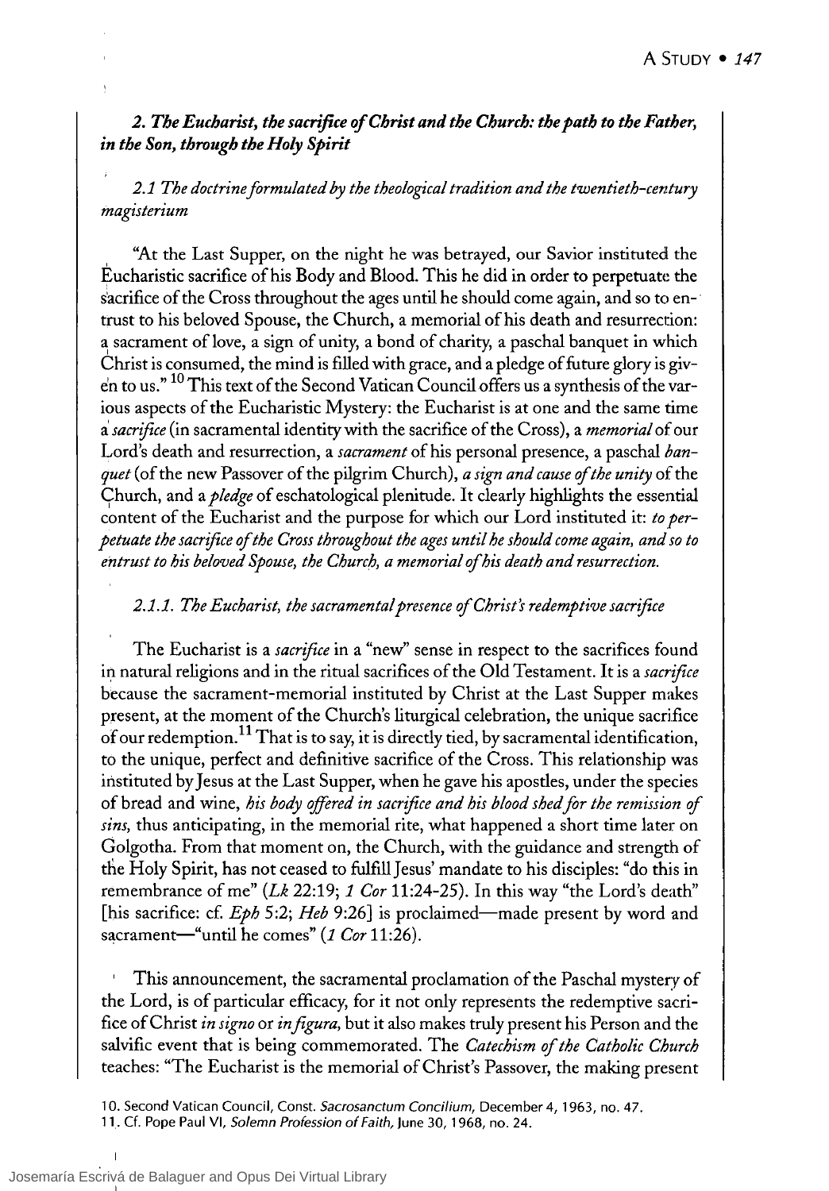### *2. The Eucharist, the sacrifice of Christ and the Church: the path to the Father, in the Son, through the Holy Spirit*

#### *2.1 The doctrine formulated by the theological tradition and the twentieth-century magisterium*

"At the Last Supper, on the night he was betrayed, our Savior instituted the Eucharistic sacrifice of his Body and Blood. This he did in order to perpetuate the sacrifice of the Cross throughout the ages until he should come again, and so to entrust to his beloved Spouse, the Church, a memorial of his death and resurrection: a sacrament of love, a sign of unity, a bond of charity, a paschal banquet in which Christ is consumed, the mind is filled with grace, and a pledge of future glory is given to us."[10] This text of the Second Vatican Council offers us a synthesis of the various aspects of the Eucharistic Mystery: the Eucharist is at one and the same time a *sacrifice* (in sacramental identity with the sacrifice of the Cross), a *memorial* of our Lord's death and resurrection, a *sacrament* of his personal presence, a paschal *banquet* (of the new Passover of the pilgrim Church), *a sign and cause of the unity* of the Church, and a *pledge* of eschatological plenitude. It clearly highlights the essential content of the Eucharist and the purpose for which our Lord instituted it: *to perpetuate the sacrifice of the Cross throughout the ages until he should come again, and so to entrust to his beloved Spouse, the Church, a memorial of his death and resurrection.*

##### *2.1.1. The Eucharist, the sacramental presence of Christ's redemptive sacrifice*

The Eucharist is a *sacrifice* in a "new" sense in respect to the sacrifices found in natural religions and in the ritual sacrifices of the Old Testament. It is a *sacrifice* because the sacrament-memorial instituted by Christ at the Last Supper makes present, at the moment of the Church's liturgical celebration, the unique sacrifice of our redemption.[11] That is to say, it is directly tied, by sacramental identification, to the unique, perfect and definitive sacrifice of the Cross. This relationship was instituted by Jesus at the Last Supper, when he gave his apostles, under the species of bread and wine, *his body offered in sacrifice and his blood shed for the remission of sins,* thus anticipating, in the memorial rite, what happened a short time later on Golgotha. From that moment on, the Church, with the guidance and strength of the Holy Spirit, has not ceased to fulfill Jesus' mandate to his disciples: "do this in remembrance of me" (*Lk* 22:19; *1 Cor* 11:24-25). In this way "the Lord's death" [his sacrifice: cf. *Eph* 5:2; *Heb* 9:26] is proclaimed—made present by word and sacrament—"until he comes" (*1 Cor* 11:26).

This announcement, the sacramental proclamation of the Paschal mystery of the Lord, is of particular efficacy, for it not only represents the redemptive sacrifice of Christ *in signo* or *in figura,* but it also makes truly present his Person and the salvific event that is being commemorated. The *Catechism of the Catholic Church* teaches: "The Eucharist is the memorial of Christ's Passover, the making present

10. Second Vatican Council, Const. *Sacrosanctum Concilium,* December 4, 1963, no. 47.

11. Cf. Pope Paul VI, *Solemn Profession of Faith,* June 30, 1968, no. 24.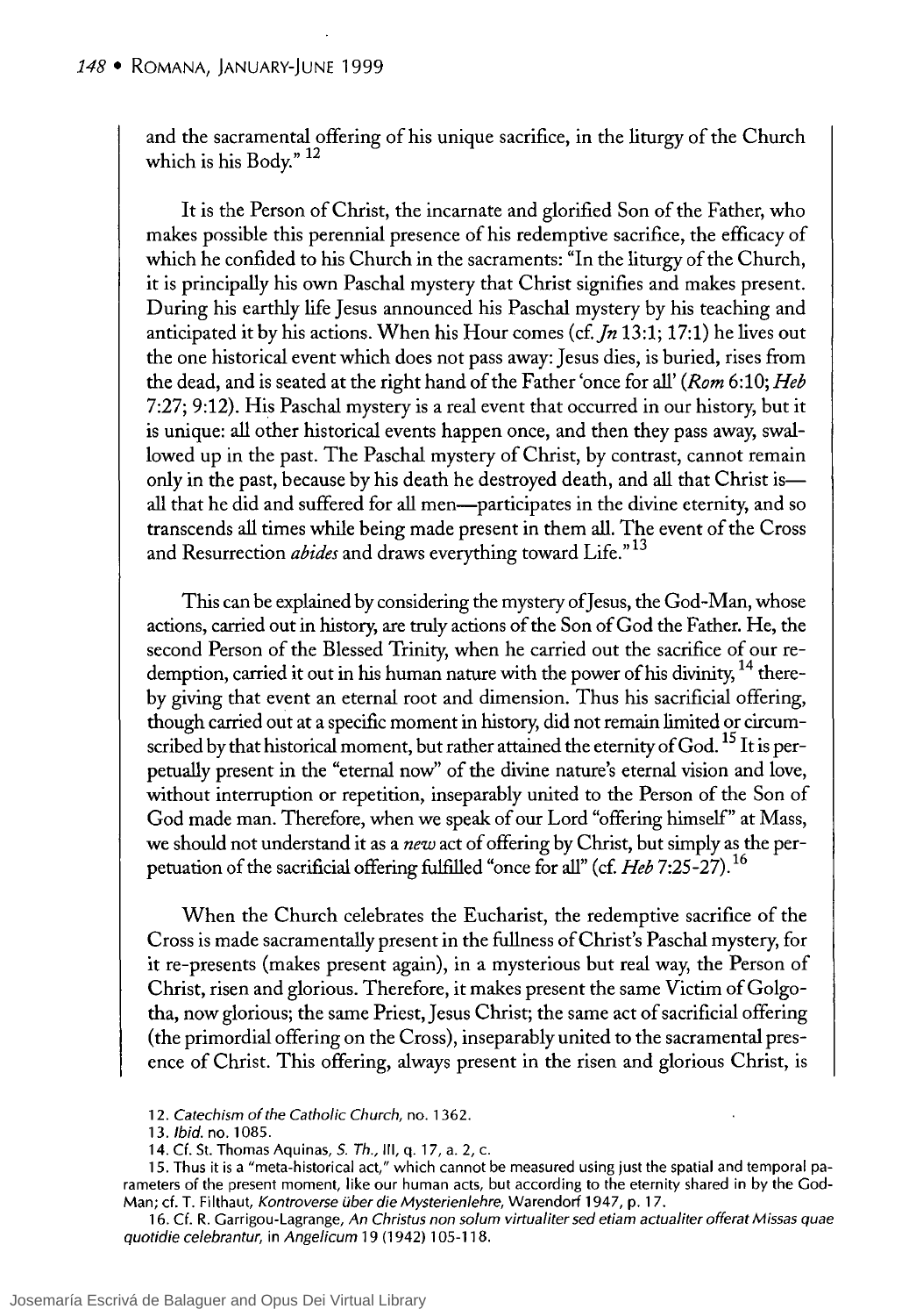and the sacramental offering of his unique sacrifice, in the liturgy of the Church which is his Body." [12]

It is the Person of Christ, the incarnate and glorified Son of the Father, who makes possible this perennial presence of his redemptive sacrifice, the efficacy of which he confided to his Church in the sacraments: "In the liturgy of the Church, it is principally his own Paschal mystery that Christ signifies and makes present. During his earthly life Jesus announced his Paschal mystery by his teaching and anticipated it by his actions. When his Hour comes (cf. *Jn* 13:1; 17:1) he lives out the one historical event which does not pass away: Jesus dies, is buried, rises from the dead, and is seated at the right hand of the Father 'once for all' (*Rom* 6:10; *Heb* 7:27; 9:12). His Paschal mystery is a real event that occurred in our history, but it is unique: all other historical events happen once, and then they pass away, swallowed up in the past. The Paschal mystery of Christ, by contrast, cannot remain only in the past, because by his death he destroyed death, and all that Christ is—all that he did and suffered for all men—participates in the divine eternity, and so transcends all times while being made present in them all. The event of the Cross and Resurrection *abides* and draws everything toward Life." [13]

This can be explained by considering the mystery of Jesus, the God-Man, whose actions, carried out in history, are truly actions of the Son of God the Father. He, the second Person of the Blessed Trinity, when he carried out the sacrifice of our redemption, carried it out in his human nature with the power of his divinity, [14] thereby giving that event an eternal root and dimension. Thus his sacrificial offering, though carried out at a specific moment in history, did not remain limited or circumscribed by that historical moment, but rather attained the eternity of God. [15] It is perpetually present in the "eternal now" of the divine nature's eternal vision and love, without interruption or repetition, inseparably united to the Person of the Son of God made man. Therefore, when we speak of our Lord "offering himself" at Mass, we should not understand it as a *new* act of offering by Christ, but simply as the perpetuation of the sacrificial offering fulfilled "once for all" (cf. *Heb* 7:25-27). [16]

When the Church celebrates the Eucharist, the redemptive sacrifice of the Cross is made sacramentally present in the fullness of Christ's Paschal mystery, for it re-presents (makes present again), in a mysterious but real way, the Person of Christ, risen and glorious. Therefore, it makes present the same Victim of Golgotha, now glorious; the same Priest, Jesus Christ; the same act of sacrificial offering (the primordial offering on the Cross), inseparably united to the sacramental presence of Christ. This offering, always present in the risen and glorious Christ, is

12. *Catechism of the Catholic Church*, no. 1362.

13. *Ibid.* no. 1085.

14. Cf. St. Thomas Aquinas, *S. Th.*, III, q. 17, a. 2, c.

15. Thus it is a "meta-historical act," which cannot be measured using just the spatial and temporal parameters of the present moment, like our human acts, but according to the eternity shared in by the God-Man; cf. T. Filthaut, *Kontroverse über die Mysterienlehre*, Warendorf 1947, p. 17.

16. Cf. R. Garrigou-Lagrange, *An Christus non solum virtualiter sed etiam actualiter offerat Missas quae quotidie celebrantur*, in *Angelicum* 19 (1942) 105-118.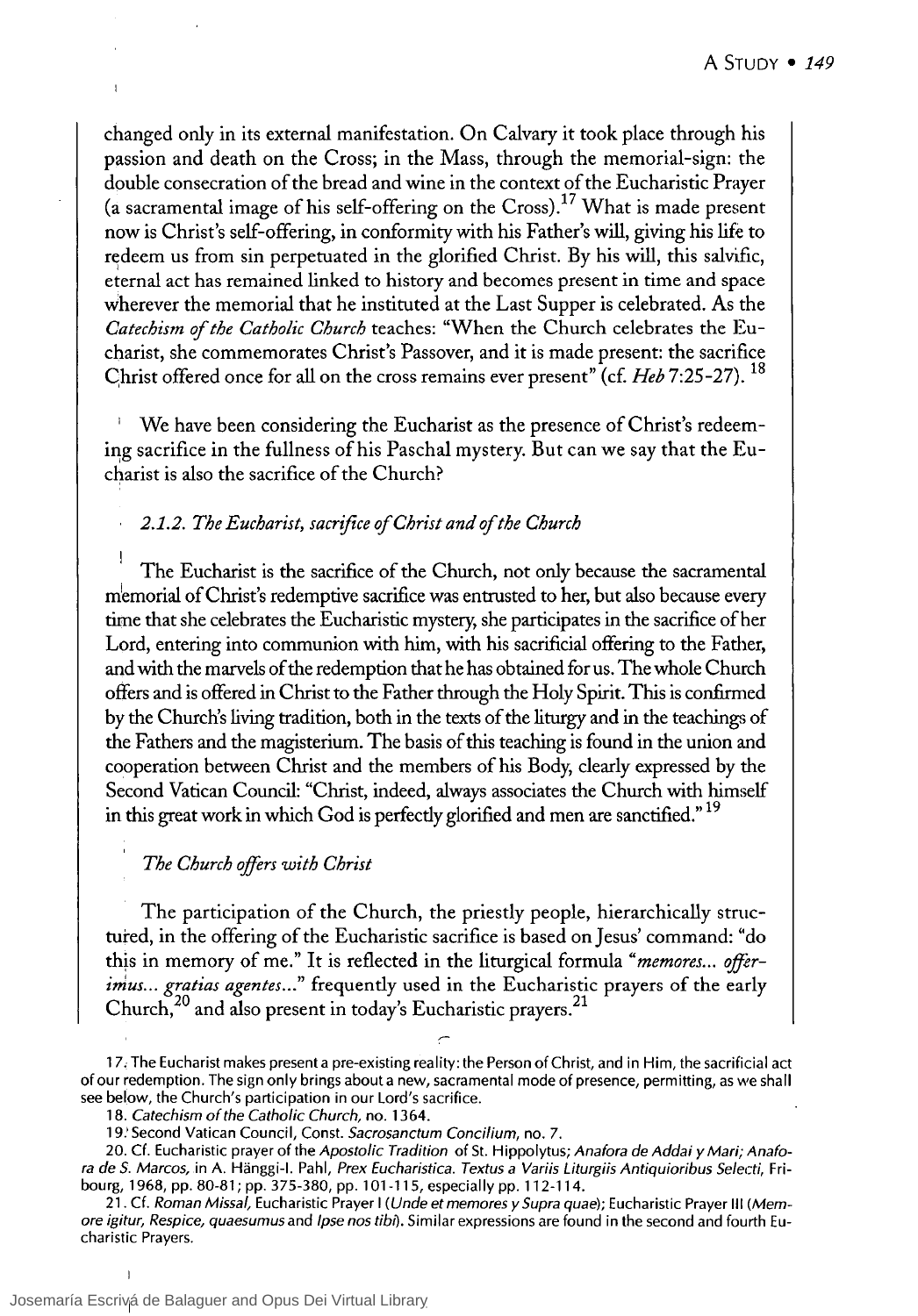changed only in its external manifestation. On Calvary it took place through his passion and death on the Cross; in the Mass, through the memorial-sign: the double consecration of the bread and wine in the context of the Eucharistic Prayer (a sacramental image of his self-offering on the Cross).[17] What is made present now is Christ's self-offering, in conformity with his Father's will, giving his life to redeem us from sin perpetuated in the glorified Christ. By his will, this salvific, eternal act has remained linked to history and becomes present in time and space wherever the memorial that he instituted at the Last Supper is celebrated. As the *Catechism of the Catholic Church* teaches: "When the Church celebrates the Eucharist, she commemorates Christ's Passover, and it is made present: the sacrifice Christ offered once for all on the cross remains ever present" (cf. *Heb* 7:25-27).[18]

We have been considering the Eucharist as the presence of Christ's redeeming sacrifice in the fullness of his Paschal mystery. But can we say that the Eucharist is also the sacrifice of the Church?

### *2.1.2. The Eucharist, sacrifice of Christ and of the Church*

The Eucharist is the sacrifice of the Church, not only because the sacramental memorial of Christ's redemptive sacrifice was entrusted to her, but also because every time that she celebrates the Eucharistic mystery, she participates in the sacrifice of her Lord, entering into communion with him, with his sacrificial offering to the Father, and with the marvels of the redemption that he has obtained for us. The whole Church offers and is offered in Christ to the Father through the Holy Spirit. This is confirmed by the Church's living tradition, both in the texts of the liturgy and in the teachings of the Fathers and the magisterium. The basis of this teaching is found in the union and cooperation between Christ and the members of his Body, clearly expressed by the Second Vatican Council: "Christ, indeed, always associates the Church with himself in this great work in which God is perfectly glorified and men are sanctified."[19]

#### *The Church offers with Christ*

The participation of the Church, the priestly people, hierarchically structured, in the offering of the Eucharistic sacrifice is based on Jesus' command: "do this in memory of me." It is reflected in the liturgical formula "*memores... offerimus... gratias agentes...*" frequently used in the Eucharistic prayers of the early Church,[20] and also present in today's Eucharistic prayers.[21]

---

17. The Eucharist makes present a pre-existing reality: the Person of Christ, and in Him, the sacrificial act of our redemption. The sign only brings about a new, sacramental mode of presence, permitting, as we shall see below, the Church's participation in our Lord's sacrifice.

18. *Catechism of the Catholic Church,* no. 1364.

19. Second Vatican Council, Const. *Sacrosanctum Concilium,* no. 7.

20. Cf. Eucharistic prayer of the *Apostolic Tradition* of St. Hippolytus; *Anafora de Addai y Mari; Anafora de S. Marcos,* in A. Hänggi-I. Pahl, *Prex Eucharistica. Textus a Variis Liturgiis Antiquioribus Selecti,* Fribourg, 1968, pp. 80-81; pp. 375-380, pp. 101-115, especially pp. 112-114.

21. Cf. *Roman Missal,* Eucharistic Prayer I (*Unde et memores y Supra quae*); Eucharistic Prayer III (*Memore igitur, Respice, quaesumus* and *Ipse nos tibi*). Similar expressions are found in the second and fourth Eucharistic Prayers.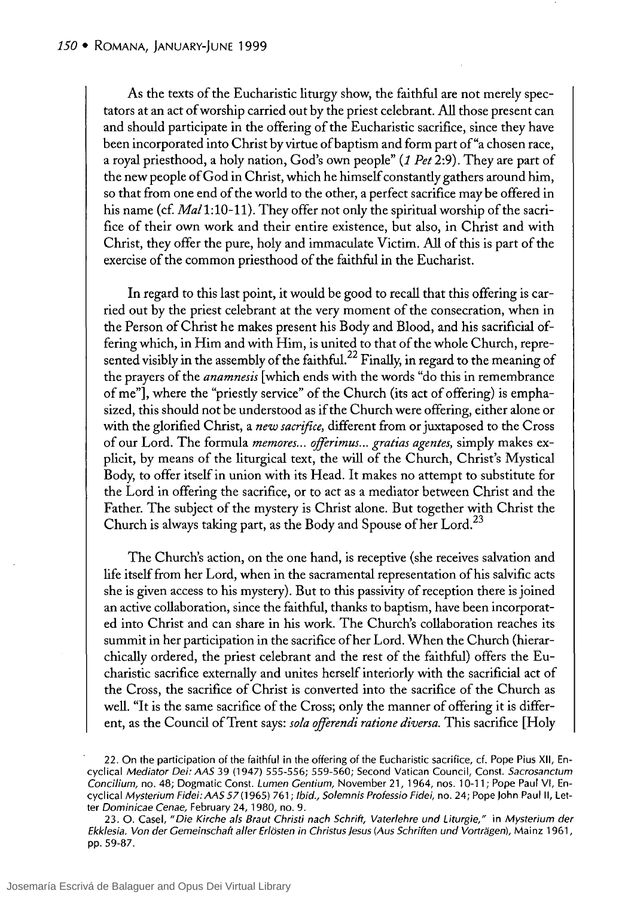As the texts of the Eucharistic liturgy show, the faithful are not merely spectators at an act of worship carried out by the priest celebrant. All those present can and should participate in the offering of the Eucharistic sacrifice, since they have been incorporated into Christ by virtue of baptism and form part of "a chosen race, a royal priesthood, a holy nation, God's own people" (*1 Pet* 2:9). They are part of the new people of God in Christ, which he himself constantly gathers around him, so that from one end of the world to the other, a perfect sacrifice may be offered in his name (cf. *Mal* 1:10-11). They offer not only the spiritual worship of the sacrifice of their own work and their entire existence, but also, in Christ and with Christ, they offer the pure, holy and immaculate Victim. All of this is part of the exercise of the common priesthood of the faithful in the Eucharist.

In regard to this last point, it would be good to recall that this offering is carried out by the priest celebrant at the very moment of the consecration, when in the Person of Christ he makes present his Body and Blood, and his sacrificial offering which, in Him and with Him, is united to that of the whole Church, represented visibly in the assembly of the faithful.[22] Finally, in regard to the meaning of the prayers of the *anamnesis* [which ends with the words "do this in remembrance of me"], where the "priestly service" of the Church (its act of offering) is emphasized, this should not be understood as if the Church were offering, either alone or with the glorified Christ, a *new sacrifice*, different from or juxtaposed to the Cross of our Lord. The formula *memores... offerimus... gratias agentes*, simply makes explicit, by means of the liturgical text, the will of the Church, Christ's Mystical Body, to offer itself in union with its Head. It makes no attempt to substitute for the Lord in offering the sacrifice, or to act as a mediator between Christ and the Father. The subject of the mystery is Christ alone. But together with Christ the Church is always taking part, as the Body and Spouse of her Lord.[23]

The Church's action, on the one hand, is receptive (she receives salvation and life itself from her Lord, when in the sacramental representation of his salvific acts she is given access to his mystery). But to this passivity of reception there is joined an active collaboration, since the faithful, thanks to baptism, have been incorporated into Christ and can share in his work. The Church's collaboration reaches its summit in her participation in the sacrifice of her Lord. When the Church (hierarchically ordered, the priest celebrant and the rest of the faithful) offers the Eucharistic sacrifice externally and unites herself interiorly with the sacrificial act of the Cross, the sacrifice of Christ is converted into the sacrifice of the Church as well. "It is the same sacrifice of the Cross; only the manner of offering it is different, as the Council of Trent says: *sola offerendi ratione diversa*. This sacrifice [Holy

22. On the participation of the faithful in the offering of the Eucharistic sacrifice, cf. Pope Pius XII, Encyclical *Mediator Dei: AAS* 39 (1947) 555-556; 559-560; Second Vatican Council, Const. *Sacrosanctum Concilium*, no. 48; Dogmatic Const. *Lumen Gentium*, November 21, 1964, nos. 10-11; Pope Paul VI, Encyclical *Mysterium Fidei: AAS* 57 (1965) 761; *Ibid., Solemnis Professio Fidei*, no. 24; Pope John Paul II, Letter *Dominicae Cenae*, February 24, 1980, no. 9.

23. O. Casel, "*Die Kirche als Braut Christi nach Schrift, Vaterlehre und Liturgie,*" in *Mysterium der Ekklesia. Von der Gemeinschaft aller Erlösten in Christus Jesus* (*Aus Schriften und Vorträgen*), Mainz 1961, pp. 59-87.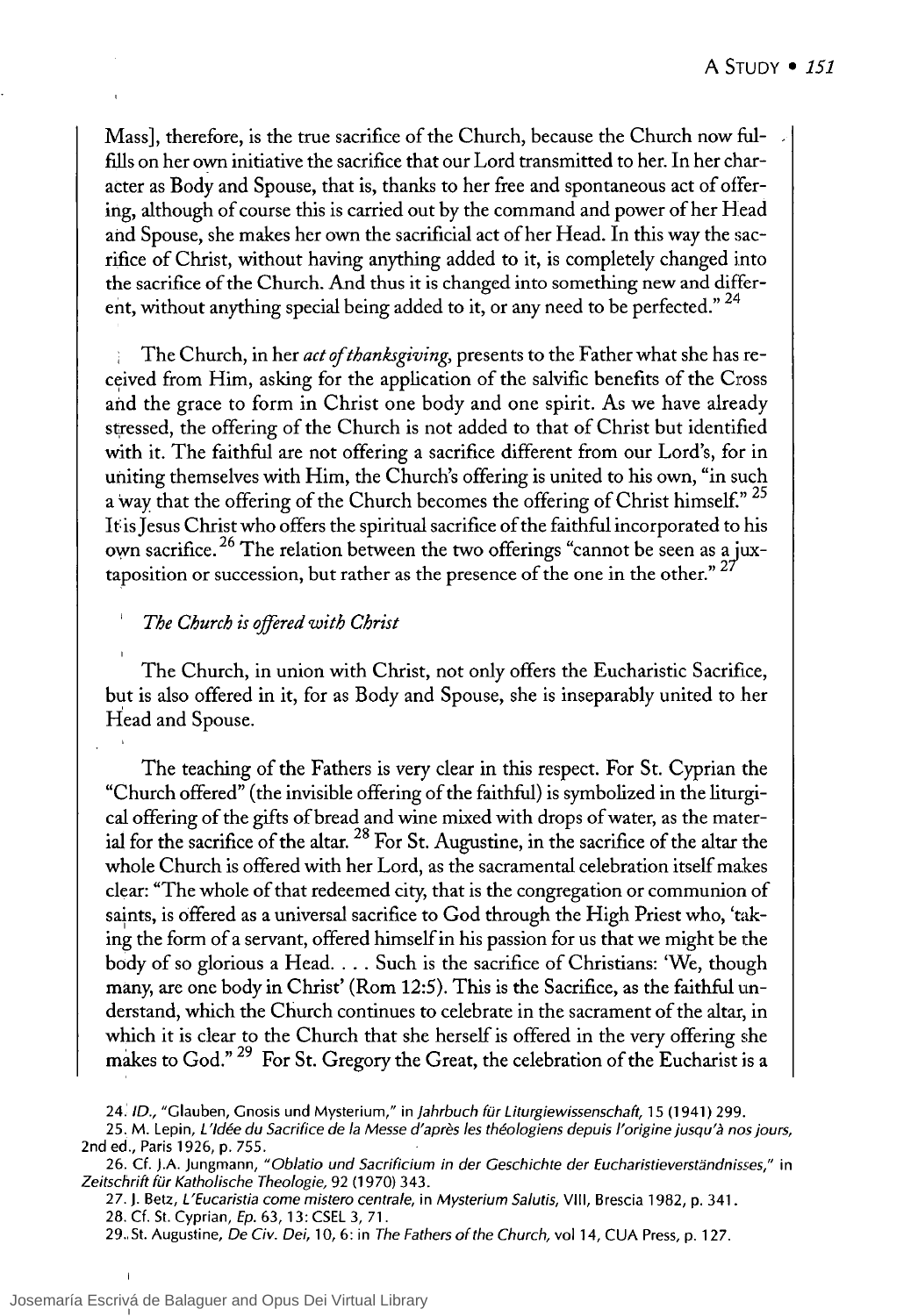Mass], therefore, is the true sacrifice of the Church, because the Church now fulfills on her own initiative the sacrifice that our Lord transmitted to her. In her character as Body and Spouse, that is, thanks to her free and spontaneous act of offering, although of course this is carried out by the command and power of her Head and Spouse, she makes her own the sacrificial act of her Head. In this way the sacrifice of Christ, without having anything added to it, is completely changed into the sacrifice of the Church. And thus it is changed into something new and different, without anything special being added to it, or any need to be perfected." [24]

The Church, in her *act of thanksgiving*, presents to the Father what she has received from Him, asking for the application of the salvific benefits of the Cross and the grace to form in Christ one body and one spirit. As we have already stressed, the offering of the Church is not added to that of Christ but identified with it. The faithful are not offering a sacrifice different from our Lord's, for in uniting themselves with Him, the Church's offering is united to his own, "in such a way that the offering of the Church becomes the offering of Christ himself." [25] It is Jesus Christ who offers the spiritual sacrifice of the faithful incorporated to his own sacrifice. [26] The relation between the two offerings "cannot be seen as a juxtaposition or succession, but rather as the presence of the one in the other." [27]

### *The Church is offered with Christ*

The Church, in union with Christ, not only offers the Eucharistic Sacrifice, but is also offered in it, for as Body and Spouse, she is inseparably united to her Head and Spouse.

The teaching of the Fathers is very clear in this respect. For St. Cyprian the "Church offered" (the invisible offering of the faithful) is symbolized in the liturgical offering of the gifts of bread and wine mixed with drops of water, as the material for the sacrifice of the altar. [28] For St. Augustine, in the sacrifice of the altar the whole Church is offered with her Lord, as the sacramental celebration itself makes clear: "The whole of that redeemed city, that is the congregation or communion of saints, is offered as a universal sacrifice to God through the High Priest who, 'taking the form of a servant, offered himself in his passion for us that we might be the body of so glorious a Head. . . . Such is the sacrifice of Christians: 'We, though many, are one body in Christ' (Rom 12:5). This is the Sacrifice, as the faithful understand, which the Church continues to celebrate in the sacrament of the altar, in which it is clear to the Church that she herself is offered in the very offering she makes to God." [29] For St. Gregory the Great, the celebration of the Eucharist is a

24. *ID.*, "Glauben, Gnosis und Mysterium," in *Jahrbuch für Liturgiewissenschaft*, 15 (1941) 299.

25. M. Lepin, *L'Idée du Sacrifice de la Messe d'après les théologiens depuis l'origine jusqu'à nos jours*, 2nd ed., Paris 1926, p. 755.

26. Cf. J.A. Jungmann, "*Oblatio und Sacrificium in der Geschichte der Eucharistieverständnisses*," in *Zeitschrift für Katholische Theologie*, 92 (1970) 343.

27. J. Betz, *L'Eucaristia come mistero centrale*, in *Mysterium Salutis*, VIII, Brescia 1982, p. 341.

28. Cf. St. Cyprian, *Ep.* 63, 13: CSEL 3, 71.

29. St. Augustine, *De Civ. Dei*, 10, 6: in *The Fathers of the Church*, vol 14, CUA Press, p. 127.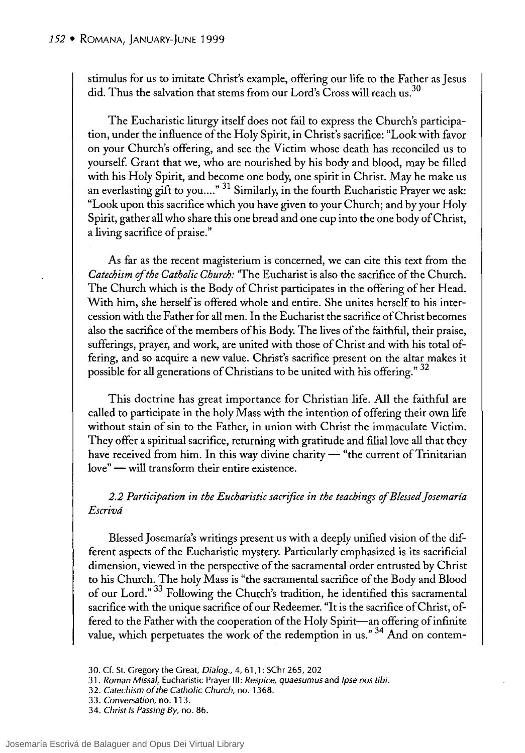stimulus for us to imitate Christ's example, offering our life to the Father as Jesus did. Thus the salvation that stems from our Lord's Cross will reach us.[30]

The Eucharistic liturgy itself does not fail to express the Church's participation, under the influence of the Holy Spirit, in Christ's sacrifice: "Look with favor on your Church's offering, and see the Victim whose death has reconciled us to yourself. Grant that we, who are nourished by his body and blood, may be filled with his Holy Spirit, and become one body, one spirit in Christ. May he make us an everlasting gift to you...." [31] Similarly, in the fourth Eucharistic Prayer we ask: "Look upon this sacrifice which you have given to your Church; and by your Holy Spirit, gather all who share this one bread and one cup into the one body of Christ, a living sacrifice of praise."

As far as the recent magisterium is concerned, we can cite this text from the *Catechism of the Catholic Church:* 'The Eucharist is also the sacrifice of the Church. The Church which is the Body of Christ participates in the offering of her Head. With him, she herself is offered whole and entire. She unites herself to his intercession with the Father for all men. In the Eucharist the sacrifice of Christ becomes also the sacrifice of the members of his Body. The lives of the faithful, their praise, sufferings, prayer, and work, are united with those of Christ and with his total offering, and so acquire a new value. Christ's sacrifice present on the altar makes it possible for all generations of Christians to be united with his offering." [32]

This doctrine has great importance for Christian life. All the faithful are called to participate in the holy Mass with the intention of offering their own life without stain of sin to the Father, in union with Christ the immaculate Victim. They offer a spiritual sacrifice, returning with gratitude and filial love all that they have received from him. In this way divine charity — "the current of Trinitarian love" — will transform their entire existence.

### *2.2 Participation in the Eucharistic sacrifice in the teachings of Blessed Josemaría Escrivá*

Blessed Josemaría's writings present us with a deeply unified vision of the different aspects of the Eucharistic mystery. Particularly emphasized is its sacrificial dimension, viewed in the perspective of the sacramental order entrusted by Christ to his Church. The holy Mass is "the sacramental sacrifice of the Body and Blood of our Lord." [33] Following the Church's tradition, he identified this sacramental sacrifice with the unique sacrifice of our Redeemer. "It is the sacrifice of Christ, offered to the Father with the cooperation of the Holy Spirit—an offering of infinite value, which perpetuates the work of the redemption in us." [34] And on contem-

30. Cf. St. Gregory the Great, *Dialog.*, 4, 61,1: SChr 265, 202

31. *Roman Missal*, Eucharistic Prayer III: *Respice, quaesumus* and *Ipse nos tibi.*

32. *Catechism of the Catholic Church*, no. 1368.

33. *Conversation*, no. 113.

34. *Christ Is Passing By*, no. 86.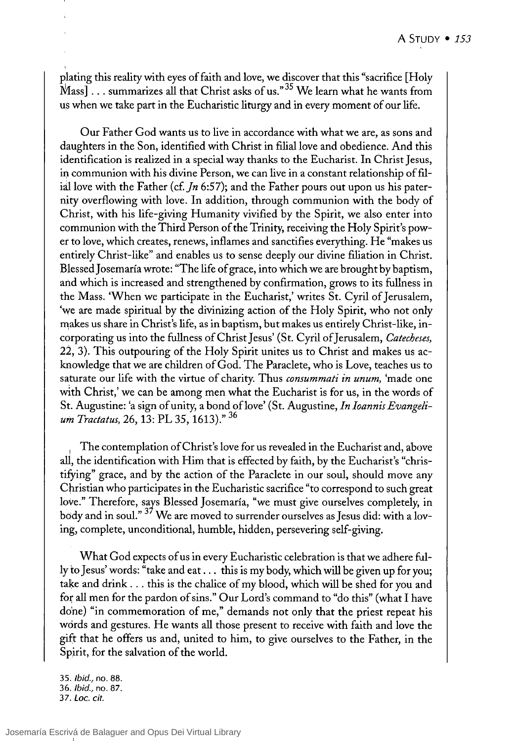plating this reality with eyes of faith and love, we discover that this "sacrifice [Holy Mass] . . . summarizes all that Christ asks of us."[35] We learn what he wants from us when we take part in the Eucharistic liturgy and in every moment of our life.

Our Father God wants us to live in accordance with what we are, as sons and daughters in the Son, identified with Christ in filial love and obedience. And this identification is realized in a special way thanks to the Eucharist. In Christ Jesus, in communion with his divine Person, we can live in a constant relationship of filial love with the Father (cf. *Jn* 6:57); and the Father pours out upon us his paternity overflowing with love. In addition, through communion with the body of Christ, with his life-giving Humanity vivified by the Spirit, we also enter into communion with the Third Person of the Trinity, receiving the Holy Spirit's power to love, which creates, renews, inflames and sanctifies everything. He "makes us entirely Christ-like" and enables us to sense deeply our divine filiation in Christ. Blessed Josemaría wrote: "The life of grace, into which we are brought by baptism, and which is increased and strengthened by confirmation, grows to its fullness in the Mass. 'When we participate in the Eucharist,' writes St. Cyril of Jerusalem, 'we are made spiritual by the divinizing action of the Holy Spirit, who not only makes us share in Christ's life, as in baptism, but makes us entirely Christ-like, incorporating us into the fullness of Christ Jesus' (St. Cyril of Jerusalem, *Catecheses,* 22, 3). This outpouring of the Holy Spirit unites us to Christ and makes us acknowledge that we are children of God. The Paraclete, who is Love, teaches us to saturate our life with the virtue of charity. Thus *consummati in unum,* 'made one with Christ,' we can be among men what the Eucharist is for us, in the words of St. Augustine: 'a sign of unity, a bond of love' (St. Augustine, *In Ioannis Evangelium Tractatus,* 26, 13: PL 35, 1613)."[36]

The contemplation of Christ's love for us revealed in the Eucharist and, above all, the identification with Him that is effected by faith, by the Eucharist's "christifying" grace, and by the action of the Paraclete in our soul, should move any Christian who participates in the Eucharistic sacrifice "to correspond to such great love." Therefore, says Blessed Josemaría, "we must give ourselves completely, in body and in soul."[37] We are moved to surrender ourselves as Jesus did: with a loving, complete, unconditional, humble, hidden, persevering self-giving.

What God expects of us in every Eucharistic celebration is that we adhere fully to Jesus' words: "take and eat . . . this is my body, which will be given up for you; take and drink . . . this is the chalice of my blood, which will be shed for you and for all men for the pardon of sins." Our Lord's command to "do this" (what I have done) "in commemoration of me," demands not only that the priest repeat his words and gestures. He wants all those present to receive with faith and love the gift that he offers us and, united to him, to give ourselves to the Father, in the Spirit, for the salvation of the world.

35. *Ibid.,* no. 88.
36. *Ibid.,* no. 87.
37. *Loc. cit.*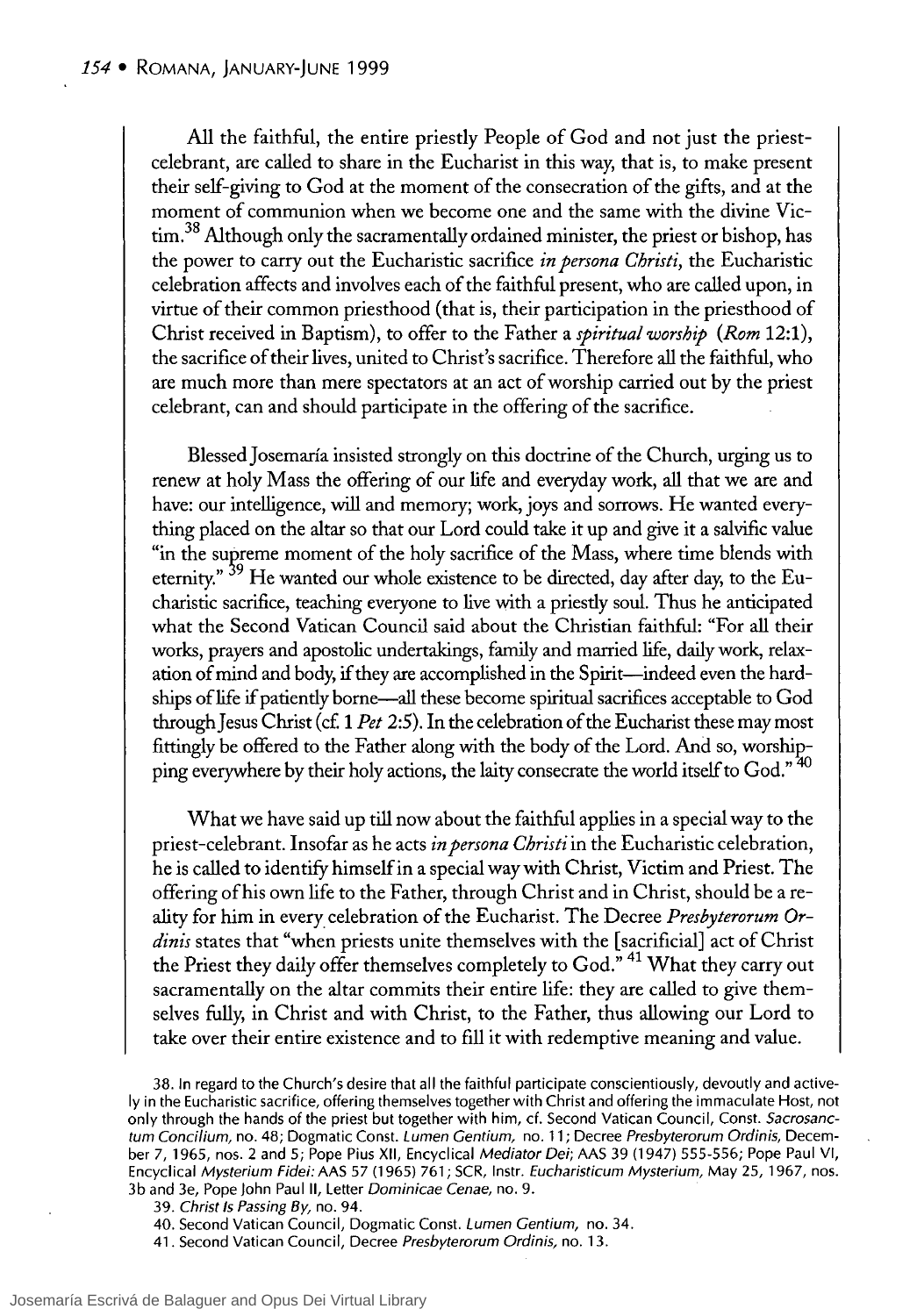All the faithful, the entire priestly People of God and not just the priest-celebrant, are called to share in the Eucharist in this way, that is, to make present their self-giving to God at the moment of the consecration of the gifts, and at the moment of communion when we become one and the same with the divine Victim.[38] Although only the sacramentally ordained minister, the priest or bishop, has the power to carry out the Eucharistic sacrifice *in persona Christi*, the Eucharistic celebration affects and involves each of the faithful present, who are called upon, in virtue of their common priesthood (that is, their participation in the priesthood of Christ received in Baptism), to offer to the Father a *spiritual worship* (*Rom* 12:1), the sacrifice of their lives, united to Christ's sacrifice. Therefore all the faithful, who are much more than mere spectators at an act of worship carried out by the priest celebrant, can and should participate in the offering of the sacrifice.

Blessed Josemaría insisted strongly on this doctrine of the Church, urging us to renew at holy Mass the offering of our life and everyday work, all that we are and have: our intelligence, will and memory; work, joys and sorrows. He wanted everything placed on the altar so that our Lord could take it up and give it a salvific value "in the supreme moment of the holy sacrifice of the Mass, where time blends with eternity."[39] He wanted our whole existence to be directed, day after day, to the Eucharistic sacrifice, teaching everyone to live with a priestly soul. Thus he anticipated what the Second Vatican Council said about the Christian faithful: "For all their works, prayers and apostolic undertakings, family and married life, daily work, relaxation of mind and body, if they are accomplished in the Spirit—indeed even the hardships of life if patiently borne—all these become spiritual sacrifices acceptable to God through Jesus Christ (cf. 1 *Pet* 2:5). In the celebration of the Eucharist these may most fittingly be offered to the Father along with the body of the Lord. And so, worshipping everywhere by their holy actions, the laity consecrate the world itself to God."[40]

What we have said up till now about the faithful applies in a special way to the priest-celebrant. Insofar as he acts *in persona Christi* in the Eucharistic celebration, he is called to identify himself in a special way with Christ, Victim and Priest. The offering of his own life to the Father, through Christ and in Christ, should be a reality for him in every celebration of the Eucharist. The Decree *Presbyterorum Ordinis* states that "when priests unite themselves with the [sacrificial] act of Christ the Priest they daily offer themselves completely to God."[41] What they carry out sacramentally on the altar commits their entire life: they are called to give themselves fully, in Christ and with Christ, to the Father, thus allowing our Lord to take over their entire existence and to fill it with redemptive meaning and value.

38. In regard to the Church's desire that all the faithful participate conscientiously, devoutly and actively in the Eucharistic sacrifice, offering themselves together with Christ and offering the immaculate Host, not only through the hands of the priest but together with him, cf. Second Vatican Council, Const. *Sacrosanctum Concilium*, no. 48; Dogmatic Const. *Lumen Gentium*, no. 11; Decree *Presbyterorum Ordinis*, December 7, 1965, nos. 2 and 5; Pope Pius XII, Encyclical *Mediator Dei*; AAS 39 (1947) 555-556; Pope Paul VI, Encyclical *Mysterium Fidei*: AAS 57 (1965) 761; SCR, Instr. *Eucharisticum Mysterium*, May 25, 1967, nos. 3b and 3e, Pope John Paul II, Letter *Dominicae Cenae*, no. 9.

39. *Christ Is Passing By*, no. 94.

40. Second Vatican Council, Dogmatic Const. *Lumen Gentium*, no. 34.

41. Second Vatican Council, Decree *Presbyterorum Ordinis*, no. 13.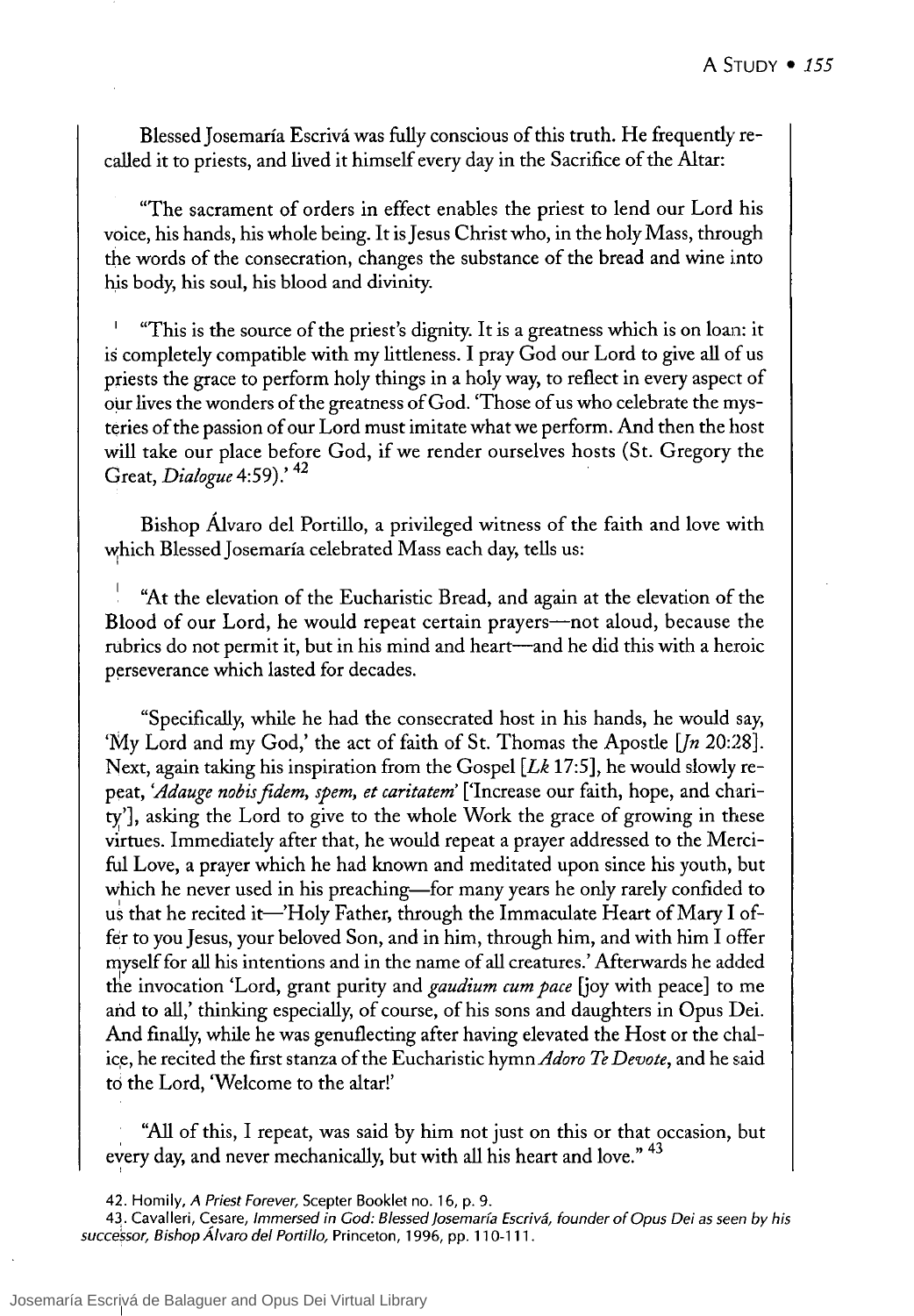Blessed Josemaría Escrivá was fully conscious of this truth. He frequently recalled it to priests, and lived it himself every day in the Sacrifice of the Altar:

"The sacrament of orders in effect enables the priest to lend our Lord his voice, his hands, his whole being. It is Jesus Christ who, in the holy Mass, through the words of the consecration, changes the substance of the bread and wine into his body, his soul, his blood and divinity.

"This is the source of the priest's dignity. It is a greatness which is on loan: it is completely compatible with my littleness. I pray God our Lord to give all of us priests the grace to perform holy things in a holy way, to reflect in every aspect of our lives the wonders of the greatness of God. 'Those of us who celebrate the mysteries of the passion of our Lord must imitate what we perform. And then the host will take our place before God, if we render ourselves hosts (St. Gregory the Great, *Dialogue* 4:59).' [42]

Bishop Álvaro del Portillo, a privileged witness of the faith and love with which Blessed Josemaría celebrated Mass each day, tells us:

"At the elevation of the Eucharistic Bread, and again at the elevation of the Blood of our Lord, he would repeat certain prayers—not aloud, because the rubrics do not permit it, but in his mind and heart—and he did this with a heroic perseverance which lasted for decades.

"Specifically, while he had the consecrated host in his hands, he would say, 'My Lord and my God,' the act of faith of St. Thomas the Apostle [*Jn* 20:28]. Next, again taking his inspiration from the Gospel [*Lk* 17:5], he would slowly repeat, '*Adauge nobis fidem, spem, et caritatem*' ['Increase our faith, hope, and charity'], asking the Lord to give to the whole Work the grace of growing in these virtues. Immediately after that, he would repeat a prayer addressed to the Merciful Love, a prayer which he had known and meditated upon since his youth, but which he never used in his preaching—for many years he only rarely confided to us that he recited it—'Holy Father, through the Immaculate Heart of Mary I offer to you Jesus, your beloved Son, and in him, through him, and with him I offer myself for all his intentions and in the name of all creatures.' Afterwards he added the invocation 'Lord, grant purity and *gaudium cum pace* [joy with peace] to me and to all,' thinking especially, of course, of his sons and daughters in Opus Dei. And finally, while he was genuflecting after having elevated the Host or the chalice, he recited the first stanza of the Eucharistic hymn *Adoro Te Devote*, and he said to the Lord, 'Welcome to the altar!'

"All of this, I repeat, was said by him not just on this or that occasion, but every day, and never mechanically, but with all his heart and love." [43]

42. Homily, *A Priest Forever*, Scepter Booklet no. 16, p. 9.

43. Cavalleri, Cesare, *Immersed in God: Blessed Josemaría Escrivá, founder of Opus Dei as seen by his successor, Bishop Álvaro del Portillo*, Princeton, 1996, pp. 110-111.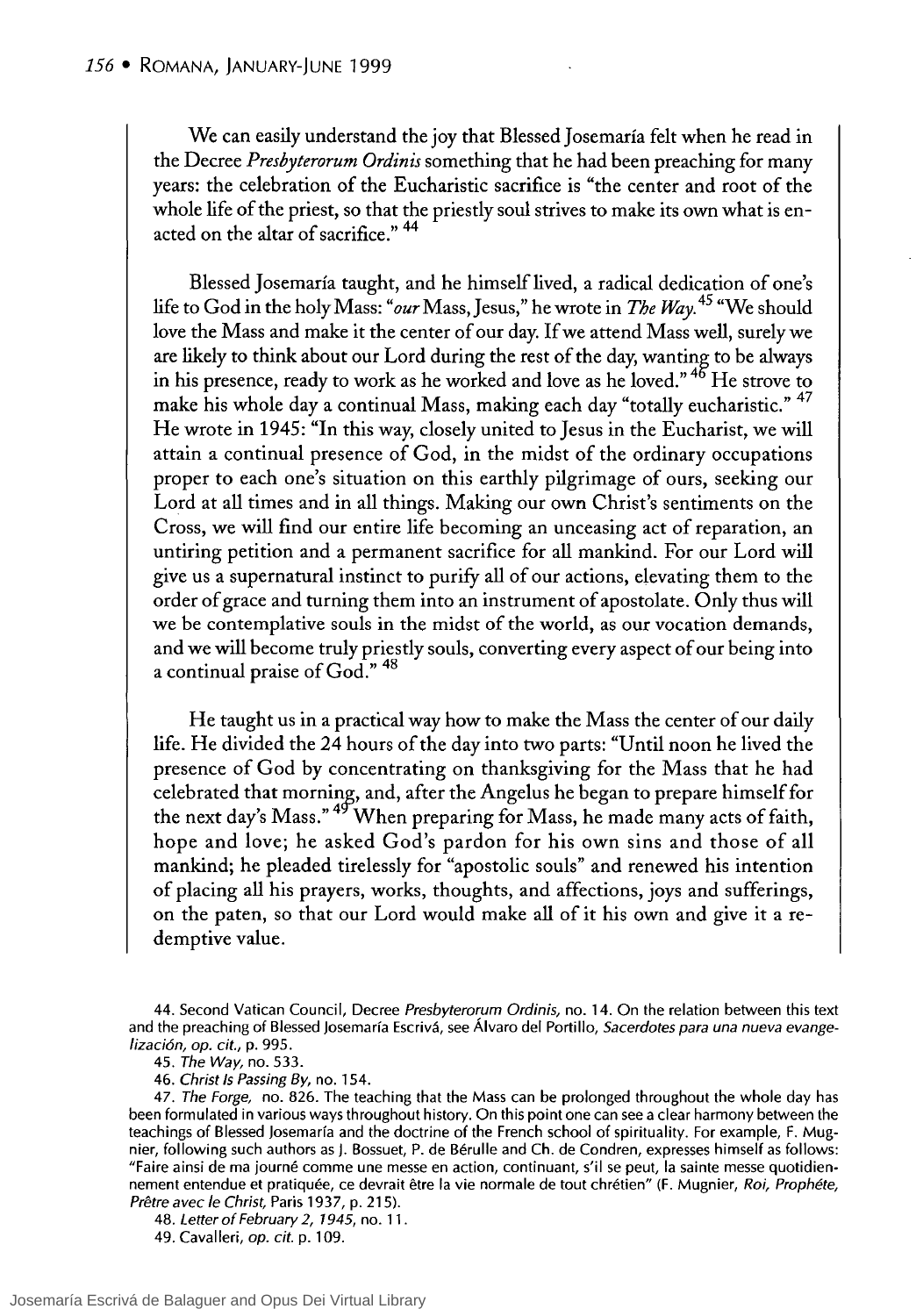We can easily understand the joy that Blessed Josemaría felt when he read in the Decree *Presbyterorum Ordinis* something that he had been preaching for many years: the celebration of the Eucharistic sacrifice is "the center and root of the whole life of the priest, so that the priestly soul strives to make its own what is enacted on the altar of sacrifice." [44]

Blessed Josemaría taught, and he himself lived, a radical dedication of one's life to God in the holy Mass: "*our* Mass, Jesus," he wrote in *The Way.* [45] "We should love the Mass and make it the center of our day. If we attend Mass well, surely we are likely to think about our Lord during the rest of the day, wanting to be always in his presence, ready to work as he worked and love as he loved." [46] He strove to make his whole day a continual Mass, making each day "totally eucharistic." [47] He wrote in 1945: "In this way, closely united to Jesus in the Eucharist, we will attain a continual presence of God, in the midst of the ordinary occupations proper to each one's situation on this earthly pilgrimage of ours, seeking our Lord at all times and in all things. Making our own Christ's sentiments on the Cross, we will find our entire life becoming an unceasing act of reparation, an untiring petition and a permanent sacrifice for all mankind. For our Lord will give us a supernatural instinct to purify all of our actions, elevating them to the order of grace and turning them into an instrument of apostolate. Only thus will we be contemplative souls in the midst of the world, as our vocation demands, and we will become truly priestly souls, converting every aspect of our being into a continual praise of God." [48]

He taught us in a practical way how to make the Mass the center of our daily life. He divided the 24 hours of the day into two parts: "Until noon he lived the presence of God by concentrating on thanksgiving for the Mass that he had celebrated that morning, and, after the Angelus he began to prepare himself for the next day's Mass." [49] When preparing for Mass, he made many acts of faith, hope and love; he asked God's pardon for his own sins and those of all mankind; he pleaded tirelessly for "apostolic souls" and renewed his intention of placing all his prayers, works, thoughts, and affections, joys and sufferings, on the paten, so that our Lord would make all of it his own and give it a redemptive value.

44. Second Vatican Council, Decree *Presbyterorum Ordinis*, no. 14. On the relation between this text and the preaching of Blessed Josemaría Escrivá, see Álvaro del Portillo, *Sacerdotes para una nueva evangelización, op. cit.*, p. 995.

45. *The Way*, no. 533.

46. *Christ Is Passing By*, no. 154.

47. *The Forge*, no. 826. The teaching that the Mass can be prolonged throughout the whole day has been formulated in various ways throughout history. On this point one can see a clear harmony between the teachings of Blessed Josemaría and the doctrine of the French school of spirituality. For example, F. Mugnier, following such authors as J. Bossuet, P. de Bérulle and Ch. de Condren, expresses himself as follows: "Faire ainsi de ma journé comme une messe en action, continuant, s'il se peut, la sainte messe quotidiennement entendue et pratiquée, ce devrait être la vie normale de tout chrétien" (F. Mugnier, *Roi, Prophéte, Prêtre avec le Christ*, Paris 1937, p. 215).

48. *Letter of February 2, 1945*, no. 11.

49. Cavalleri, *op. cit.* p. 109.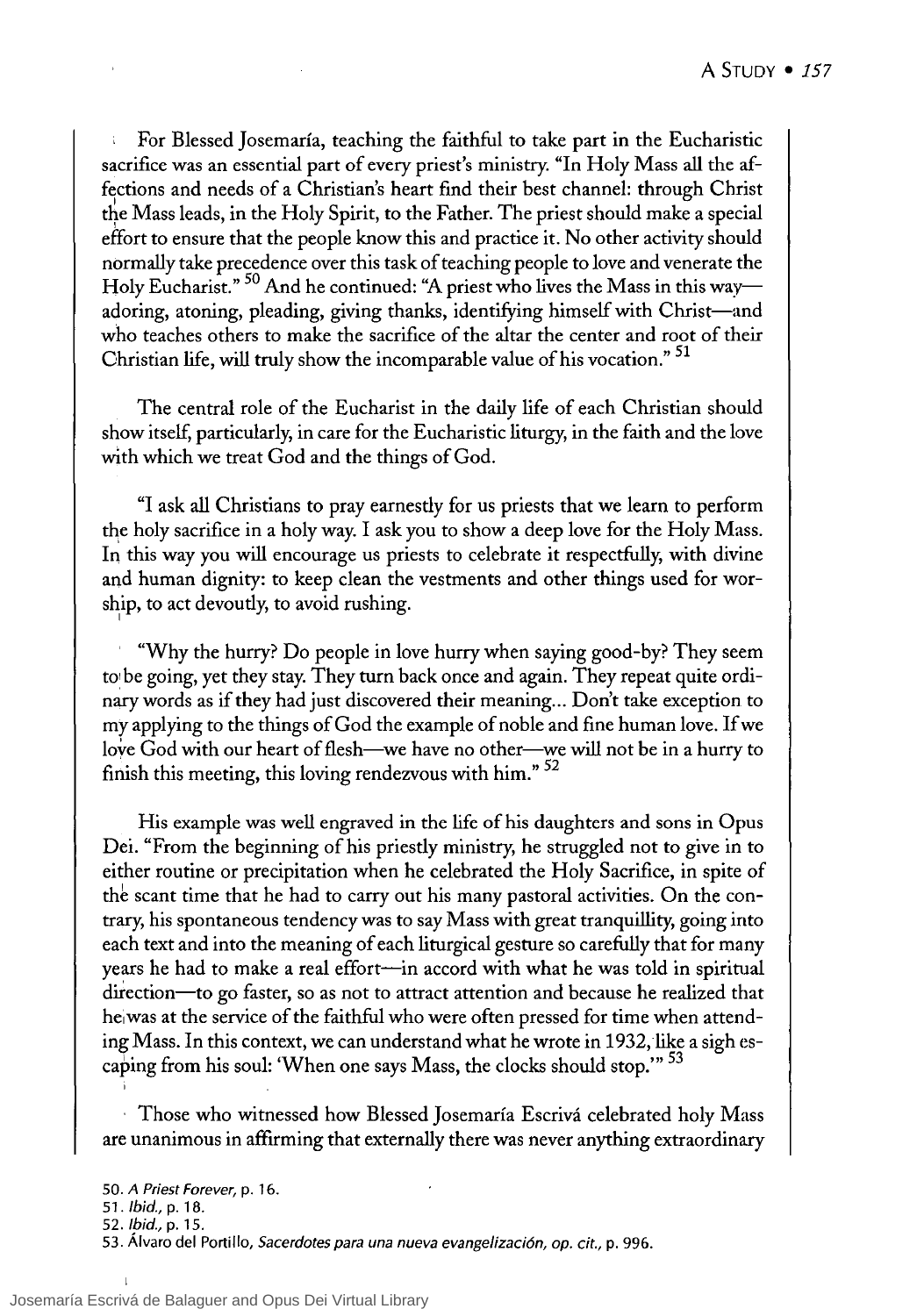For Blessed Josemaría, teaching the faithful to take part in the Eucharistic sacrifice was an essential part of every priest's ministry. "In Holy Mass all the affections and needs of a Christian's heart find their best channel: through Christ the Mass leads, in the Holy Spirit, to the Father. The priest should make a special effort to ensure that the people know this and practice it. No other activity should normally take precedence over this task of teaching people to love and venerate the Holy Eucharist." [50] And he continued: "A priest who lives the Mass in this way—adoring, atoning, pleading, giving thanks, identifying himself with Christ—and who teaches others to make the sacrifice of the altar the center and root of their Christian life, will truly show the incomparable value of his vocation." [51]

The central role of the Eucharist in the daily life of each Christian should show itself, particularly, in care for the Eucharistic liturgy, in the faith and the love with which we treat God and the things of God.

"I ask all Christians to pray earnestly for us priests that we learn to perform the holy sacrifice in a holy way. I ask you to show a deep love for the Holy Mass. In this way you will encourage us priests to celebrate it respectfully, with divine and human dignity: to keep clean the vestments and other things used for worship, to act devoutly, to avoid rushing.

"Why the hurry? Do people in love hurry when saying good-by? They seem to be going, yet they stay. They turn back once and again. They repeat quite ordinary words as if they had just discovered their meaning... Don't take exception to my applying to the things of God the example of noble and fine human love. If we love God with our heart of flesh—we have no other—we will not be in a hurry to finish this meeting, this loving rendezvous with him." [52]

His example was well engraved in the life of his daughters and sons in Opus Dei. "From the beginning of his priestly ministry, he struggled not to give in to either routine or precipitation when he celebrated the Holy Sacrifice, in spite of the scant time that he had to carry out his many pastoral activities. On the contrary, his spontaneous tendency was to say Mass with great tranquillity, going into each text and into the meaning of each liturgical gesture so carefully that for many years he had to make a real effort—in accord with what he was told in spiritual direction—to go faster, so as not to attract attention and because he realized that he was at the service of the faithful who were often pressed for time when attending Mass. In this context, we can understand what he wrote in 1932, like a sigh escaping from his soul: 'When one says Mass, the clocks should stop.'" [53]

Those who witnessed how Blessed Josemaría Escrivá celebrated holy Mass are unanimous in affirming that externally there was never anything extraordinary

50. *A Priest Forever*, p. 16.

51. *Ibid.*, p. 18.

52. *Ibid.*, p. 15.

53. Álvaro del Portillo, *Sacerdotes para una nueva evangelización*, *op. cit.*, p. 996.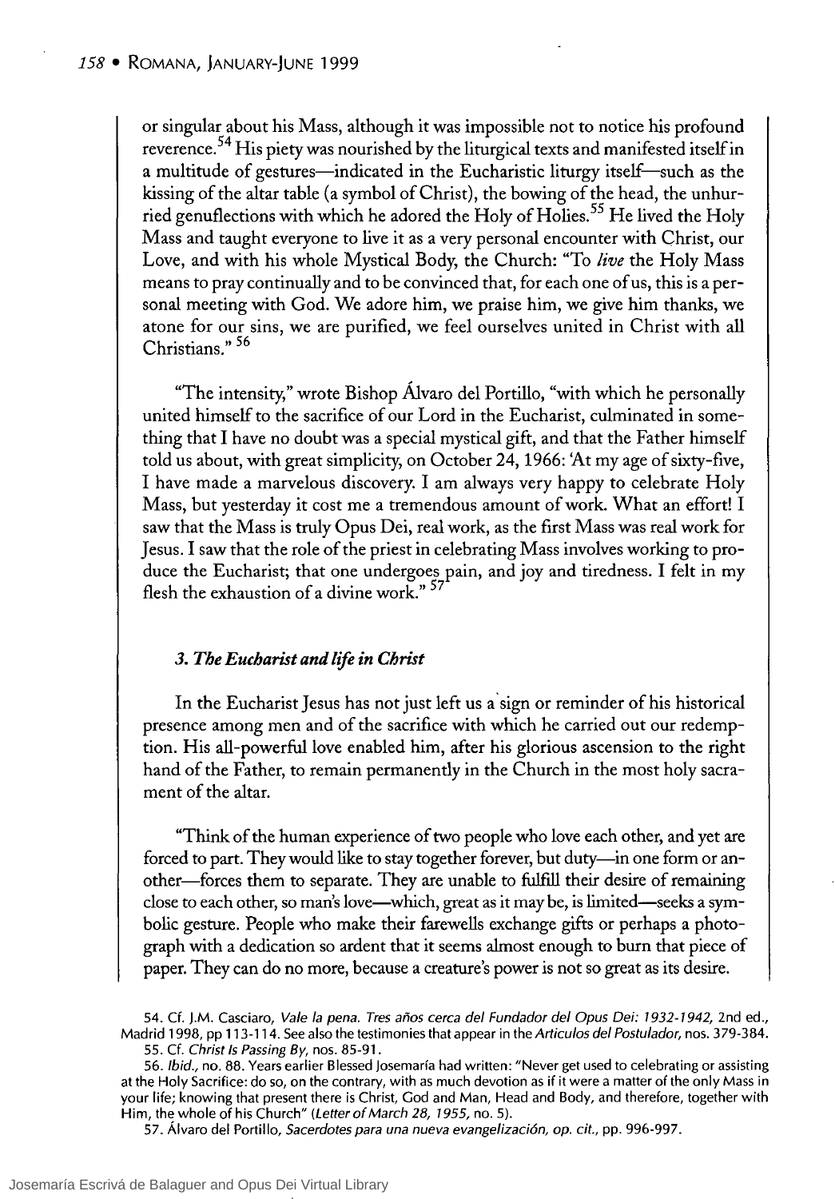or singular about his Mass, although it was impossible not to notice his profound reverence.[54] His piety was nourished by the liturgical texts and manifested itself in a multitude of gestures—indicated in the Eucharistic liturgy itself—such as the kissing of the altar table (a symbol of Christ), the bowing of the head, the unhurried genuflections with which he adored the Holy of Holies.[55] He lived the Holy Mass and taught everyone to live it as a very personal encounter with Christ, our Love, and with his whole Mystical Body, the Church: "To *live* the Holy Mass means to pray continually and to be convinced that, for each one of us, this is a personal meeting with God. We adore him, we praise him, we give him thanks, we atone for our sins, we are purified, we feel ourselves united in Christ with all Christians."[56]

"The intensity," wrote Bishop Álvaro del Portillo, "with which he personally united himself to the sacrifice of our Lord in the Eucharist, culminated in something that I have no doubt was a special mystical gift, and that the Father himself told us about, with great simplicity, on October 24, 1966: 'At my age of sixty-five, I have made a marvelous discovery. I am always very happy to celebrate Holy Mass, but yesterday it cost me a tremendous amount of work. What an effort! I saw that the Mass is truly Opus Dei, real work, as the first Mass was real work for Jesus. I saw that the role of the priest in celebrating Mass involves working to produce the Eucharist; that one undergoes pain, and joy and tiredness. I felt in my flesh the exhaustion of a divine work."[57]

### 3. *The Eucharist and life in Christ*

In the Eucharist Jesus has not just left us a sign or reminder of his historical presence among men and of the sacrifice with which he carried out our redemption. His all-powerful love enabled him, after his glorious ascension to the right hand of the Father, to remain permanently in the Church in the most holy sacrament of the altar.

"Think of the human experience of two people who love each other, and yet are forced to part. They would like to stay together forever, but duty—in one form or another—forces them to separate. They are unable to fulfill their desire of remaining close to each other, so man's love—which, great as it may be, is limited—seeks a symbolic gesture. People who make their farewells exchange gifts or perhaps a photograph with a dedication so ardent that it seems almost enough to burn that piece of paper. They can do no more, because a creature's power is not so great as its desire.

54. Cf. J.M. Casciaro, *Vale la pena. Tres años cerca del Fundador del Opus Dei: 1932-1942*, 2nd ed., Madrid 1998, pp 113-114. See also the testimonies that appear in the *Articulos del Postulador*, nos. 379-384.

55. Cf. *Christ Is Passing By*, nos. 85-91.

56. *Ibid.*, no. 88. Years earlier Blessed Josemaría had written: "Never get used to celebrating or assisting at the Holy Sacrifice: do so, on the contrary, with as much devotion as if it were a matter of the only Mass in your life; knowing that present there is Christ, God and Man, Head and Body, and therefore, together with Him, the whole of his Church" (*Letter of March 28, 1955*, no. 5).

57. Álvaro del Portillo, *Sacerdotes para una nueva evangelización, op. cit.*, pp. 996-997.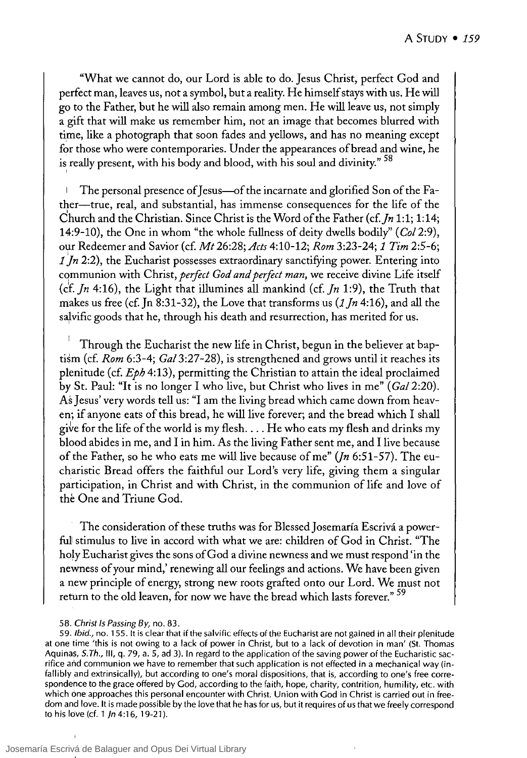"What we cannot do, our Lord is able to do. Jesus Christ, perfect God and perfect man, leaves us, not a symbol, but a reality. He himself stays with us. He will go to the Father, but he will also remain among men. He will leave us, not simply a gift that will make us remember him, not an image that becomes blurred with time, like a photograph that soon fades and yellows, and has no meaning except for those who were contemporaries. Under the appearances of bread and wine, he is really present, with his body and blood, with his soul and divinity." [58]

The personal presence of Jesus—of the incarnate and glorified Son of the Father—true, real, and substantial, has immense consequences for the life of the Church and the Christian. Since Christ is the Word of the Father (cf. *Jn* 1:1; 1:14; 14:9-10), the One in whom "the whole fullness of deity dwells bodily" (*Col* 2:9), our Redeemer and Savior (cf. *Mt* 26:28; *Acts* 4:10-12; *Rom* 3:23-24; *1 Tim* 2:5-6; *1 Jn* 2:2), the Eucharist possesses extraordinary sanctifying power. Entering into communion with Christ, *perfect God and perfect man*, we receive divine Life itself (cf. *Jn* 4:16), the Light that illumines all mankind (cf. *Jn* 1:9), the Truth that makes us free (cf. Jn 8:31-32), the Love that transforms us (*1 Jn* 4:16), and all the salvific goods that he, through his death and resurrection, has merited for us.

Through the Eucharist the new life in Christ, begun in the believer at baptism (cf. *Rom* 6:3-4; *Gal* 3:27-28), is strengthened and grows until it reaches its plenitude (cf. *Eph* 4:13), permitting the Christian to attain the ideal proclaimed by St. Paul: "It is no longer I who live, but Christ who lives in me" (*Gal* 2:20). As Jesus' very words tell us: "I am the living bread which came down from heaven; if anyone eats of this bread, he will live forever; and the bread which I shall give for the life of the world is my flesh. . . . He who eats my flesh and drinks my blood abides in me, and I in him. As the living Father sent me, and I live because of the Father, so he who eats me will live because of me" (*Jn* 6:51-57). The eucharistic Bread offers the faithful our Lord's very life, giving them a singular participation, in Christ and with Christ, in the communion of life and love of the One and Triune God.

The consideration of these truths was for Blessed Josemaría Escrivá a powerful stimulus to live in accord with what we are: children of God in Christ. "The holy Eucharist gives the sons of God a divine newness and we must respond 'in the newness of your mind,' renewing all our feelings and actions. We have been given a new principle of energy, strong new roots grafted onto our Lord. We must not return to the old leaven, for now we have the bread which lasts forever." [59]

58. *Christ Is Passing By*, no. 83.

59. *Ibid.*, no. 155. It is clear that if the salvific effects of the Eucharist are not gained in all their plenitude at one time 'this is not owing to a lack of power in Christ, but to a lack of devotion in man' (St. Thomas Aquinas, *S.Th.*, III, q. 79, a. 5, ad 3). In regard to the application of the saving power of the Eucharistic sacrifice and communion we have to remember that such application is not effected in a mechanical way (infallibly and extrinsically), but according to one's moral dispositions, that is, according to one's free correspondence to the grace offered by God, according to the faith, hope, charity, contrition, humility, etc. with which one approaches this personal encounter with Christ. Union with God in Christ is carried out in freedom and love. It is made possible by the love that he has for us, but it requires of us that we freely correspond to his love (cf. 1 *Jn* 4:16, 19-21).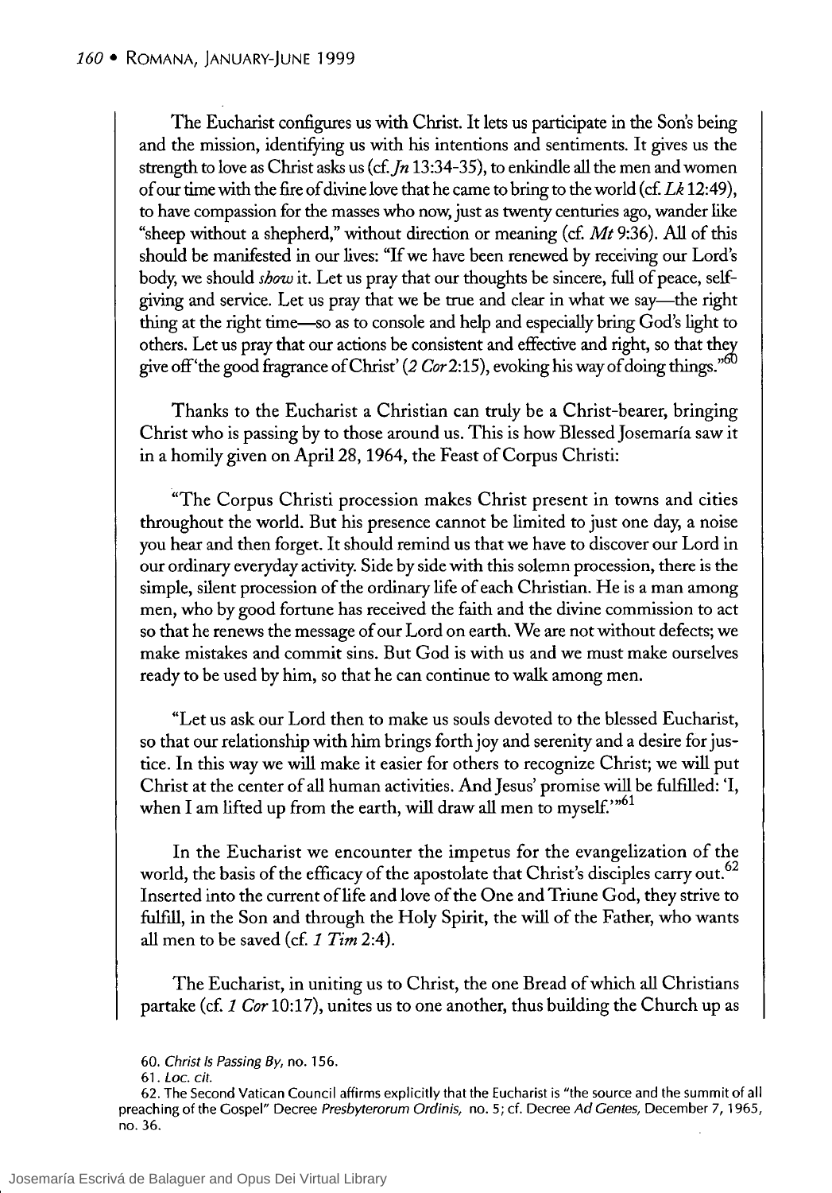The Eucharist configures us with Christ. It lets us participate in the Son's being and the mission, identifying us with his intentions and sentiments. It gives us the strength to love as Christ asks us (cf. *Jn* 13:34-35), to enkindle all the men and women of our time with the fire of divine love that he came to bring to the world (cf. *Lk* 12:49), to have compassion for the masses who now, just as twenty centuries ago, wander like "sheep without a shepherd," without direction or meaning (cf. *Mt* 9:36). All of this should be manifested in our lives: "If we have been renewed by receiving our Lord's body, we should *show* it. Let us pray that our thoughts be sincere, full of peace, self-giving and service. Let us pray that we be true and clear in what we say—the right thing at the right time—so as to console and help and especially bring God's light to others. Let us pray that our actions be consistent and effective and right, so that they give off 'the good fragrance of Christ' (*2 Cor* 2:15), evoking his way of doing things."[60]

Thanks to the Eucharist a Christian can truly be a Christ-bearer, bringing Christ who is passing by to those around us. This is how Blessed Josemaría saw it in a homily given on April 28, 1964, the Feast of Corpus Christi:

"The Corpus Christi procession makes Christ present in towns and cities throughout the world. But his presence cannot be limited to just one day, a noise you hear and then forget. It should remind us that we have to discover our Lord in our ordinary everyday activity. Side by side with this solemn procession, there is the simple, silent procession of the ordinary life of each Christian. He is a man among men, who by good fortune has received the faith and the divine commission to act so that he renews the message of our Lord on earth. We are not without defects; we make mistakes and commit sins. But God is with us and we must make ourselves ready to be used by him, so that he can continue to walk among men.

"Let us ask our Lord then to make us souls devoted to the blessed Eucharist, so that our relationship with him brings forth joy and serenity and a desire for justice. In this way we will make it easier for others to recognize Christ; we will put Christ at the center of all human activities. And Jesus' promise will be fulfilled: 'I, when I am lifted up from the earth, will draw all men to myself.'"[61]

In the Eucharist we encounter the impetus for the evangelization of the world, the basis of the efficacy of the apostolate that Christ's disciples carry out.[62] Inserted into the current of life and love of the One and Triune God, they strive to fulfill, in the Son and through the Holy Spirit, the will of the Father, who wants all men to be saved (cf. *1 Tim* 2:4).

The Eucharist, in uniting us to Christ, the one Bread of which all Christians partake (cf. *1 Cor* 10:17), unites us to one another, thus building the Church up as

60. *Christ Is Passing By*, no. 156.

61. *Loc. cit.*

62. The Second Vatican Council affirms explicitly that the Eucharist is "the source and the summit of all preaching of the Gospel" Decree *Presbyterorum Ordinis*, no. 5; cf. Decree *Ad Gentes*, December 7, 1965, no. 36.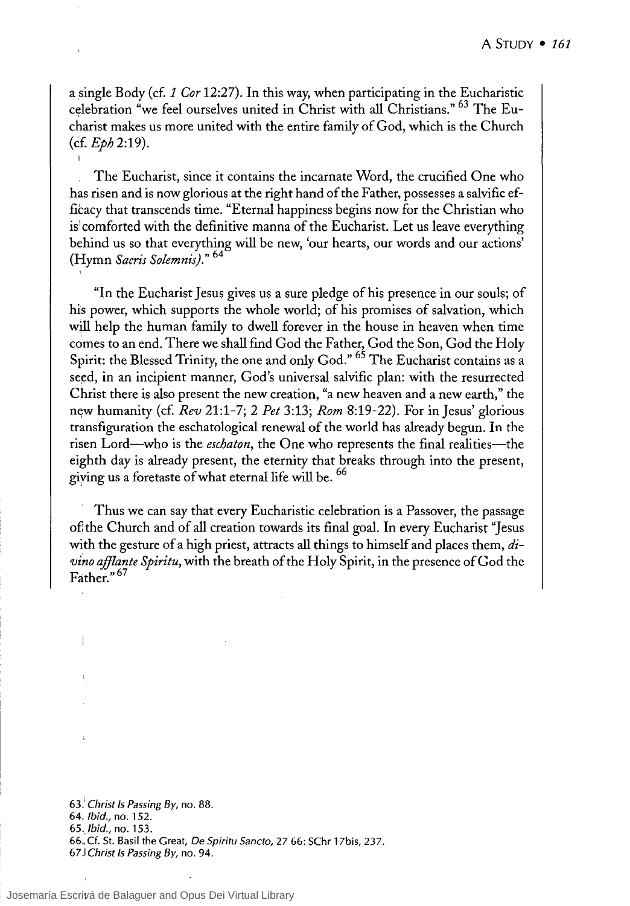a single Body (cf. *1 Cor* 12:27). In this way, when participating in the Eucharistic celebration "we feel ourselves united in Christ with all Christians." [63] The Eucharist makes us more united with the entire family of God, which is the Church (cf. *Eph* 2:19).

The Eucharist, since it contains the incarnate Word, the crucified One who has risen and is now glorious at the right hand of the Father, possesses a salvific efficacy that transcends time. "Eternal happiness begins now for the Christian who is comforted with the definitive manna of the Eucharist. Let us leave everything behind us so that everything will be new, 'our hearts, our words and our actions' (Hymn *Sacris Solemnis*)." [64]

"In the Eucharist Jesus gives us a sure pledge of his presence in our souls; of his power, which supports the whole world; of his promises of salvation, which will help the human family to dwell forever in the house in heaven when time comes to an end. There we shall find God the Father, God the Son, God the Holy Spirit: the Blessed Trinity, the one and only God." [65] The Eucharist contains as a seed, in an incipient manner, God's universal salvific plan: with the resurrected Christ there is also present the new creation, "a new heaven and a new earth," the new humanity (cf. *Rev* 21:1-7; 2 *Pet* 3:13; *Rom* 8:19-22). For in Jesus' glorious transfiguration the eschatological renewal of the world has already begun. In the risen Lord—who is the *eschaton*, the One who represents the final realities—the eighth day is already present, the eternity that breaks through into the present, giving us a foretaste of what eternal life will be. [66]

Thus we can say that every Eucharistic celebration is a Passover, the passage of the Church and of all creation towards its final goal. In every Eucharist "Jesus with the gesture of a high priest, attracts all things to himself and places them, *divino afflante Spiritu*, with the breath of the Holy Spirit, in the presence of God the Father." [67]

---

63. *Christ Is Passing By*, no. 88.
64. *Ibid.*, no. 152.
65. *Ibid.*, no. 153.
66. Cf. St. Basil the Great, *De Spiritu Sancto*, 27 66: SChr 17bis, 237.
67. *Christ Is Passing By*, no. 94.